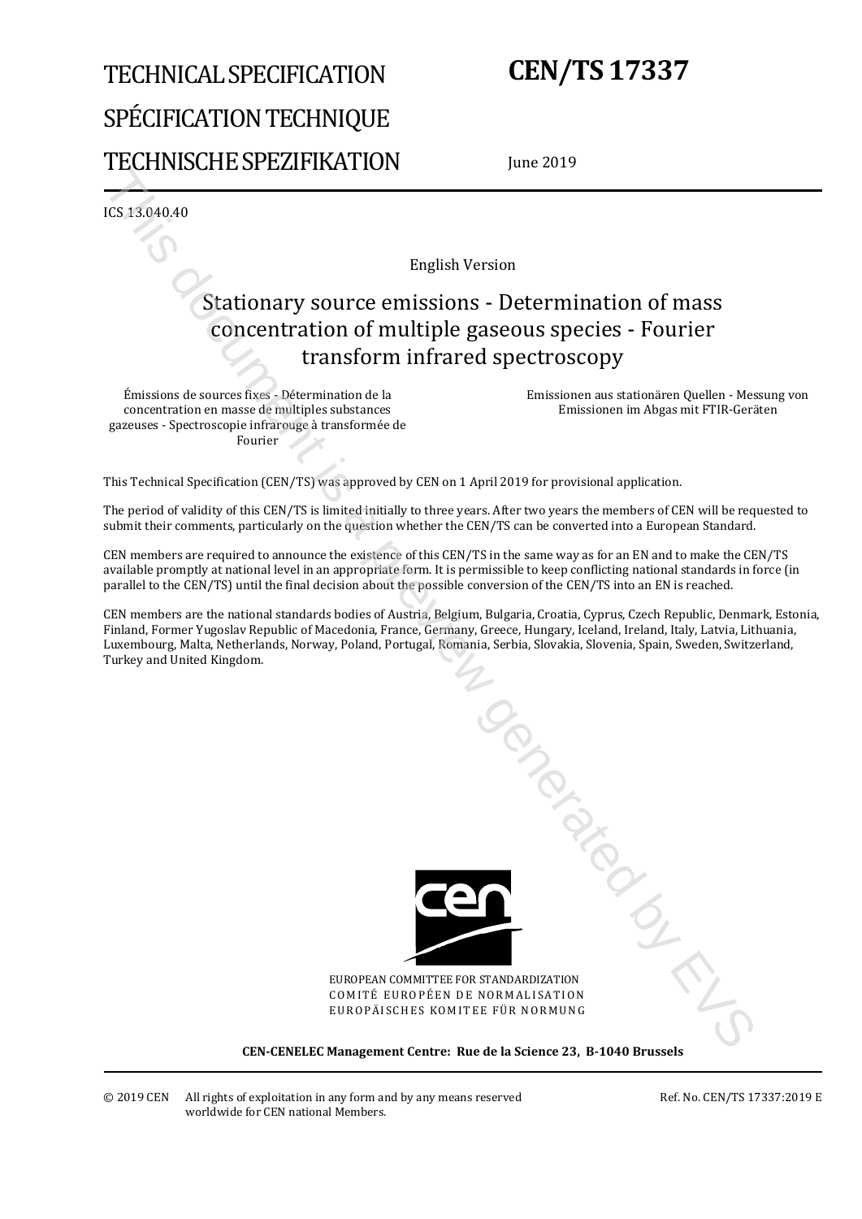# TECHNICAL SPECIFICATION
# SPÉCIFICATION TECHNIQUE
# TECHNISCHE SPEZIFIKATION

# CEN/TS 17337

June 2019

ICS 13.040.40

English Version

## Stationary source emissions - Determination of mass concentration of multiple gaseous species - Fourier transform infrared spectroscopy

Émissions de sources fixes - Détermination de la concentration en masse de multiples substances gazeuses - Spectroscopie infrarouge à transformée de Fourier

Emissionen aus stationären Quellen - Messung von Emissionen im Abgas mit FTIR-Geräten

This Technical Specification (CEN/TS) was approved by CEN on 1 April 2019 for provisional application.

The period of validity of this CEN/TS is limited initially to three years. After two years the members of CEN will be requested to submit their comments, particularly on the question whether the CEN/TS can be converted into a European Standard.

CEN members are required to announce the existence of this CEN/TS in the same way as for an EN and to make the CEN/TS available promptly at national level in an appropriate form. It is permissible to keep conflicting national standards in force (in parallel to the CEN/TS) until the final decision about the possible conversion of the CEN/TS into an EN is reached.

CEN members are the national standards bodies of Austria, Belgium, Bulgaria, Croatia, Cyprus, Czech Republic, Denmark, Estonia, Finland, Former Yugoslav Republic of Macedonia, France, Germany, Greece, Hungary, Iceland, Ireland, Italy, Latvia, Lithuania, Luxembourg, Malta, Netherlands, Norway, Poland, Portugal, Romania, Serbia, Slovakia, Slovenia, Spain, Sweden, Switzerland, Turkey and United Kingdom.

EUROPEAN COMMITTEE FOR STANDARDIZATION
COMITÉ EUROPÉEN DE NORMALISATION
EUROPÄISCHES KOMITEE FÜR NORMUNG

**CEN-CENELEC Management Centre: Rue de la Science 23, B-1040 Brussels**

© 2019 CEN All rights of exploitation in any form and by any means reserved worldwide for CEN national Members.

Ref. No. CEN/TS 17337:2019 E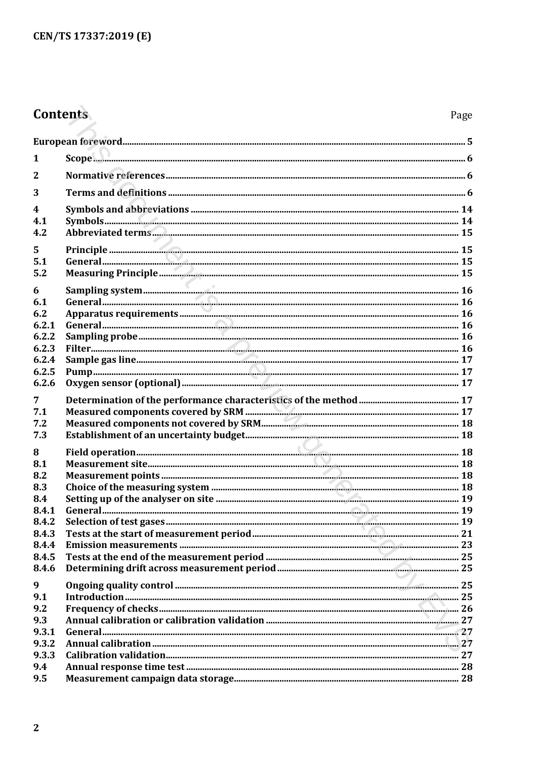# Contents

| | | Page |
|---|---|---|
| European foreword | | 5 |
| 1 | Scope | 6 |
| 2 | Normative references | 6 |
| 3 | Terms and definitions | 6 |
| 4 | Symbols and abbreviations | 14 |
| 4.1 | Symbols | 14 |
| 4.2 | Abbreviated terms | 15 |
| 5 | Principle | 15 |
| 5.1 | General | 15 |
| 5.2 | Measuring Principle | 15 |
| 6 | Sampling system | 16 |
| 6.1 | General | 16 |
| 6.2 | Apparatus requirements | 16 |
| 6.2.1 | General | 16 |
| 6.2.2 | Sampling probe | 16 |
| 6.2.3 | Filter | 16 |
| 6.2.4 | Sample gas line | 17 |
| 6.2.5 | Pump | 17 |
| 6.2.6 | Oxygen sensor (optional) | 17 |
| 7 | Determination of the performance characteristics of the method | 17 |
| 7.1 | Measured components covered by SRM | 17 |
| 7.2 | Measured components not covered by SRM | 18 |
| 7.3 | Establishment of an uncertainty budget | 18 |
| 8 | Field operation | 18 |
| 8.1 | Measurement site | 18 |
| 8.2 | Measurement points | 18 |
| 8.3 | Choice of the measuring system | 18 |
| 8.4 | Setting up of the analyser on site | 19 |
| 8.4.1 | General | 19 |
| 8.4.2 | Selection of test gases | 19 |
| 8.4.3 | Tests at the start of measurement period | 21 |
| 8.4.4 | Emission measurements | 23 |
| 8.4.5 | Tests at the end of the measurement period | 25 |
| 8.4.6 | Determining drift across measurement period | 25 |
| 9 | Ongoing quality control | 25 |
| 9.1 | Introduction | 25 |
| 9.2 | Frequency of checks | 26 |
| 9.3 | Annual calibration or calibration validation | 27 |
| 9.3.1 | General | 27 |
| 9.3.2 | Annual calibration | 27 |
| 9.3.3 | Calibration validation | 27 |
| 9.4 | Annual response time test | 28 |
| 9.5 | Measurement campaign data storage | 28 |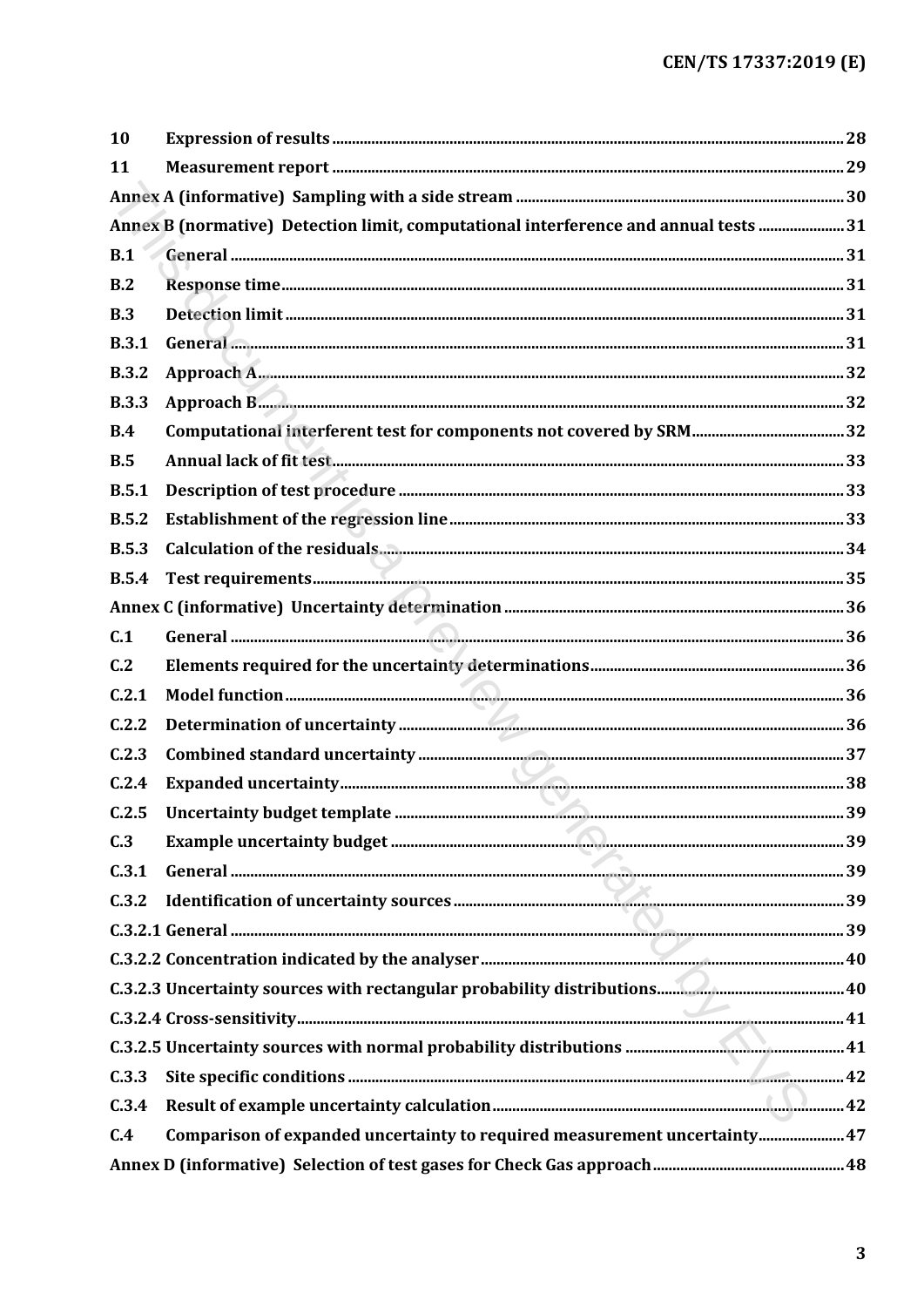10 Expression of results ..... 28

11 Measurement report ..... 29

Annex A (informative) Sampling with a side stream ..... 30

Annex B (normative) Detection limit, computational interference and annual tests ..... 31

B.1 General ..... 31

B.2 Response time ..... 31

B.3 Detection limit ..... 31

B.3.1 General ..... 31

B.3.2 Approach A ..... 32

B.3.3 Approach B ..... 32

B.4 Computational interferent test for components not covered by SRM ..... 32

B.5 Annual lack of fit test ..... 33

B.5.1 Description of test procedure ..... 33

B.5.2 Establishment of the regression line ..... 33

B.5.3 Calculation of the residuals ..... 34

B.5.4 Test requirements ..... 35

Annex C (informative) Uncertainty determination ..... 36

C.1 General ..... 36

C.2 Elements required for the uncertainty determinations ..... 36

C.2.1 Model function ..... 36

C.2.2 Determination of uncertainty ..... 36

C.2.3 Combined standard uncertainty ..... 37

C.2.4 Expanded uncertainty ..... 38

C.2.5 Uncertainty budget template ..... 39

C.3 Example uncertainty budget ..... 39

C.3.1 General ..... 39

C.3.2 Identification of uncertainty sources ..... 39

C.3.2.1 General ..... 39

C.3.2.2 Concentration indicated by the analyser ..... 40

C.3.2.3 Uncertainty sources with rectangular probability distributions ..... 40

C.3.2.4 Cross-sensitivity ..... 41

C.3.2.5 Uncertainty sources with normal probability distributions ..... 41

C.3.3 Site specific conditions ..... 42

C.3.4 Result of example uncertainty calculation ..... 42

C.4 Comparison of expanded uncertainty to required measurement uncertainty ..... 47

Annex D (informative) Selection of test gases for Check Gas approach ..... 48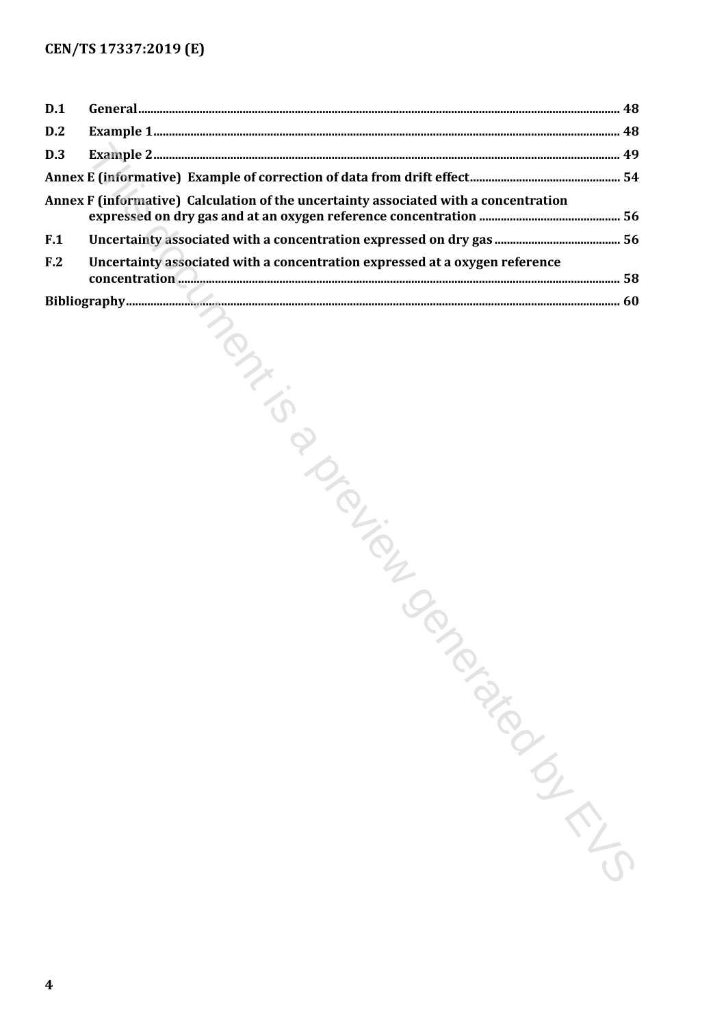| | | |
|---|---|---|
| D.1 | General | 48 |
| D.2 | Example 1 | 48 |
| D.3 | Example 2 | 49 |
| Annex E (informative) Example of correction of data from drift effect | | 54 |
| Annex F (informative) Calculation of the uncertainty associated with a concentration expressed on dry gas and at an oxygen reference concentration | | 56 |
| F.1 | Uncertainty associated with a concentration expressed on dry gas | 56 |
| F.2 | Uncertainty associated with a concentration expressed at a oxygen reference concentration | 58 |
| Bibliography | | 60 |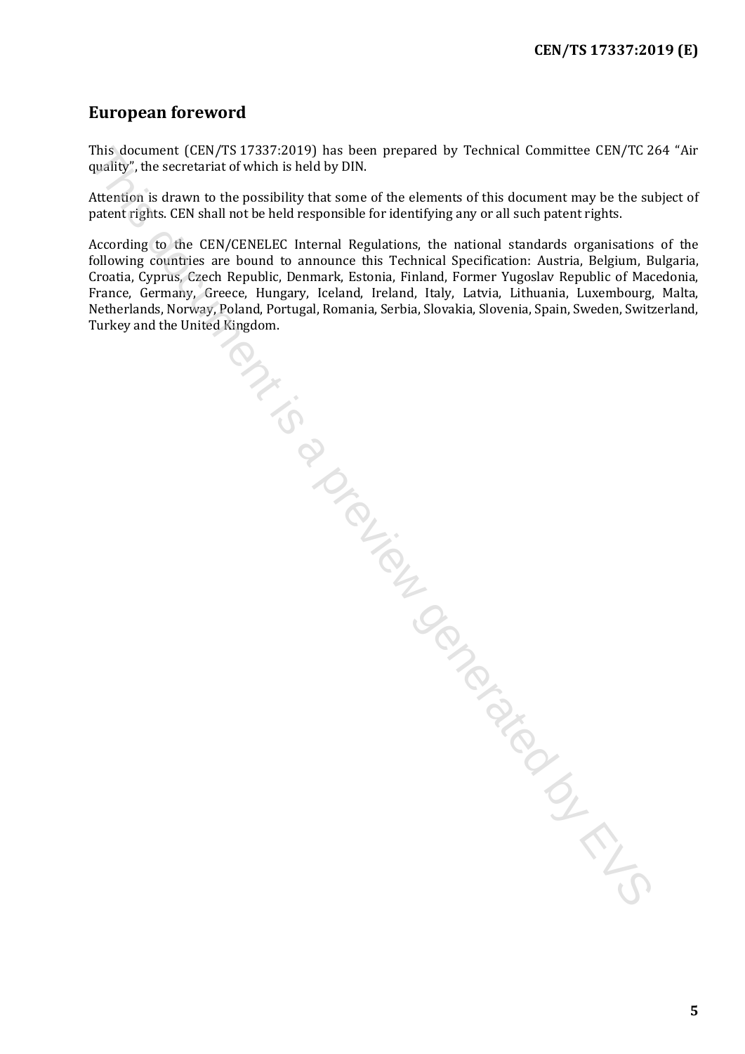## European foreword

This document (CEN/TS 17337:2019) has been prepared by Technical Committee CEN/TC 264 "Air quality", the secretariat of which is held by DIN.

Attention is drawn to the possibility that some of the elements of this document may be the subject of patent rights. CEN shall not be held responsible for identifying any or all such patent rights.

According to the CEN/CENELEC Internal Regulations, the national standards organisations of the following countries are bound to announce this Technical Specification: Austria, Belgium, Bulgaria, Croatia, Cyprus, Czech Republic, Denmark, Estonia, Finland, Former Yugoslav Republic of Macedonia, France, Germany, Greece, Hungary, Iceland, Ireland, Italy, Latvia, Lithuania, Luxembourg, Malta, Netherlands, Norway, Poland, Portugal, Romania, Serbia, Slovakia, Slovenia, Spain, Sweden, Switzerland, Turkey and the United Kingdom.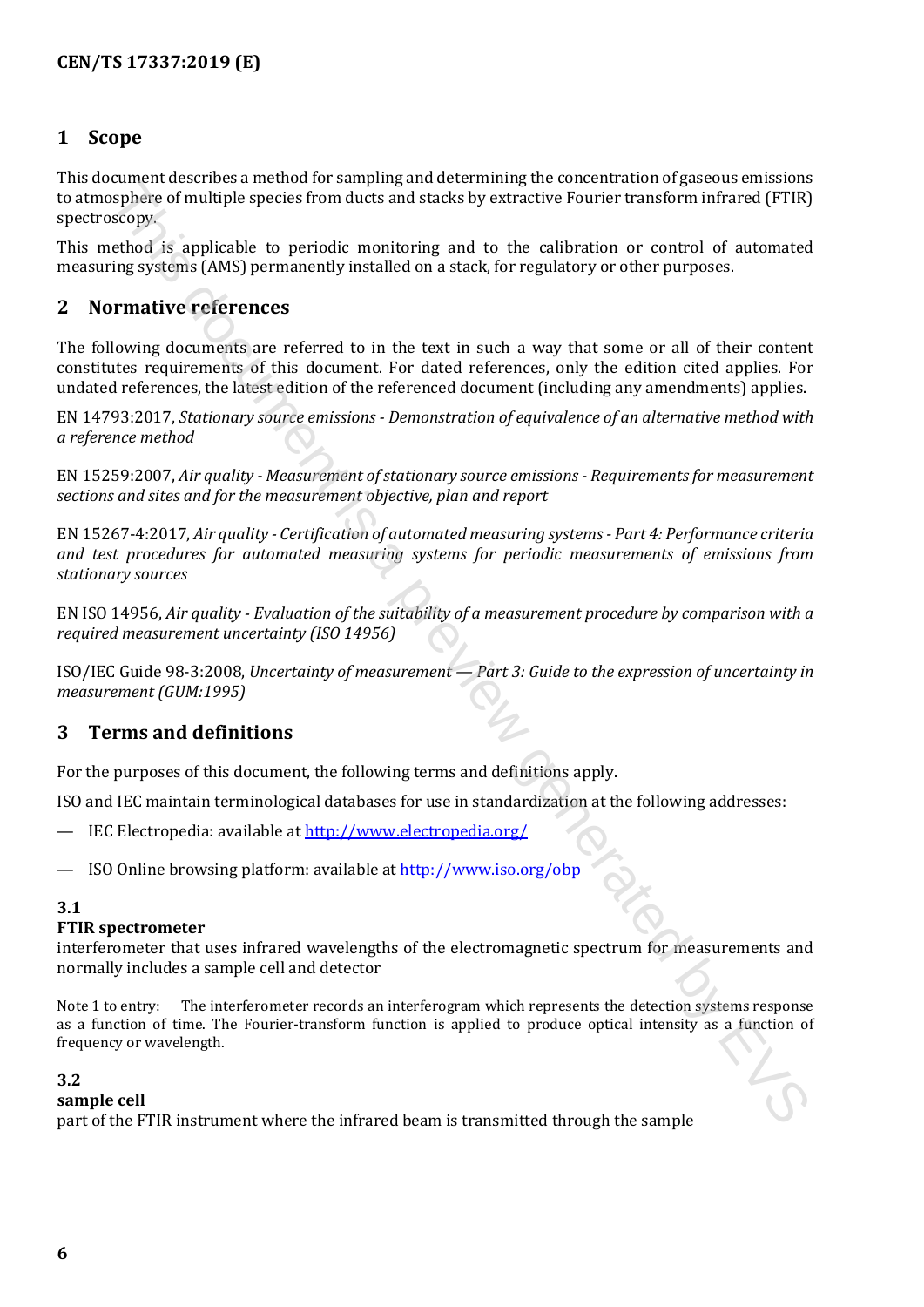# 1 Scope

This document describes a method for sampling and determining the concentration of gaseous emissions to atmosphere of multiple species from ducts and stacks by extractive Fourier transform infrared (FTIR) spectroscopy.

This method is applicable to periodic monitoring and to the calibration or control of automated measuring systems (AMS) permanently installed on a stack, for regulatory or other purposes.

# 2 Normative references

The following documents are referred to in the text in such a way that some or all of their content constitutes requirements of this document. For dated references, only the edition cited applies. For undated references, the latest edition of the referenced document (including any amendments) applies.

EN 14793:2017, *Stationary source emissions - Demonstration of equivalence of an alternative method with a reference method*

EN 15259:2007, *Air quality - Measurement of stationary source emissions - Requirements for measurement sections and sites and for the measurement objective, plan and report*

EN 15267-4:2017, *Air quality - Certification of automated measuring systems - Part 4: Performance criteria and test procedures for automated measuring systems for periodic measurements of emissions from stationary sources*

EN ISO 14956, *Air quality - Evaluation of the suitability of a measurement procedure by comparison with a required measurement uncertainty (ISO 14956)*

ISO/IEC Guide 98-3:2008, *Uncertainty of measurement — Part 3: Guide to the expression of uncertainty in measurement (GUM:1995)*

# 3 Terms and definitions

For the purposes of this document, the following terms and definitions apply.

ISO and IEC maintain terminological databases for use in standardization at the following addresses:

— IEC Electropedia: available at http://www.electropedia.org/

— ISO Online browsing platform: available at http://www.iso.org/obp

**3.1**
**FTIR spectrometer**
interferometer that uses infrared wavelengths of the electromagnetic spectrum for measurements and normally includes a sample cell and detector

Note 1 to entry: The interferometer records an interferogram which represents the detection systems response as a function of time. The Fourier-transform function is applied to produce optical intensity as a function of frequency or wavelength.

**3.2**
**sample cell**
part of the FTIR instrument where the infrared beam is transmitted through the sample